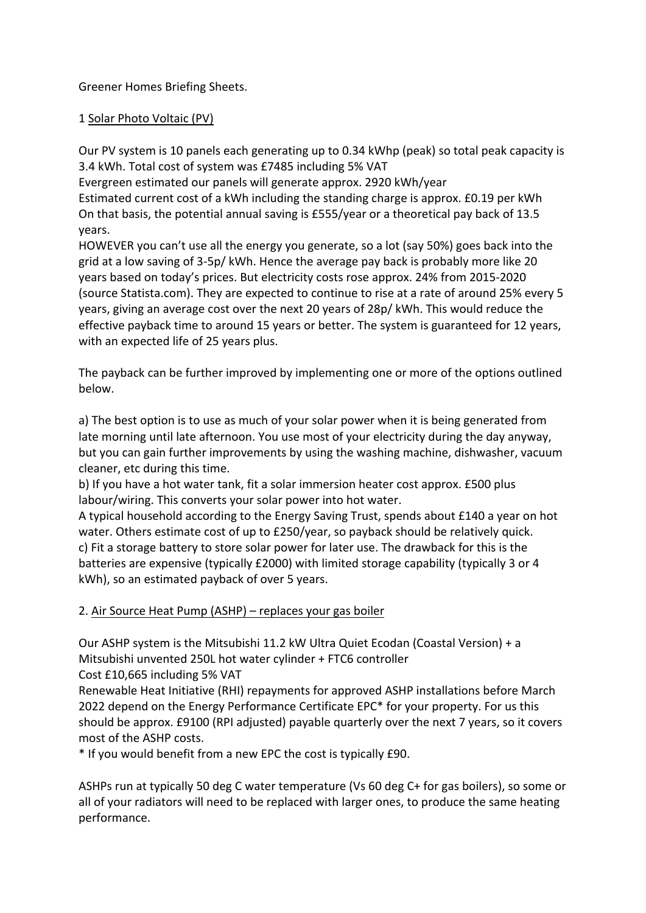Greener Homes Briefing Sheets.

## 1 Solar Photo Voltaic (PV)

Our PV system is 10 panels each generating up to 0.34 kWhp (peak) so total peak capacity is 3.4 kWh. Total cost of system was £7485 including 5% VAT
Evergreen estimated our panels will generate approx. 2920 kWh/year
Estimated current cost of a kWh including the standing charge is approx. £0.19 per kWh
On that basis, the potential annual saving is £555/year or a theoretical pay back of 13.5 years.
HOWEVER you can't use all the energy you generate, so a lot (say 50%) goes back into the grid at a low saving of 3-5p/ kWh. Hence the average pay back is probably more like 20 years based on today's prices. But electricity costs rose approx. 24% from 2015-2020 (source Statista.com). They are expected to continue to rise at a rate of around 25% every 5 years, giving an average cost over the next 20 years of 28p/ kWh. This would reduce the effective payback time to around 15 years or better. The system is guaranteed for 12 years, with an expected life of 25 years plus.

The payback can be further improved by implementing one or more of the options outlined below.

a) The best option is to use as much of your solar power when it is being generated from late morning until late afternoon. You use most of your electricity during the day anyway, but you can gain further improvements by using the washing machine, dishwasher, vacuum cleaner, etc during this time.
b) If you have a hot water tank, fit a solar immersion heater cost approx. £500 plus labour/wiring. This converts your solar power into hot water.
A typical household according to the Energy Saving Trust, spends about £140 a year on hot water. Others estimate cost of up to £250/year, so payback should be relatively quick.
c) Fit a storage battery to store solar power for later use. The drawback for this is the batteries are expensive (typically £2000) with limited storage capability (typically 3 or 4 kWh), so an estimated payback of over 5 years.

## 2. Air Source Heat Pump (ASHP) – replaces your gas boiler

Our ASHP system is the Mitsubishi 11.2 kW Ultra Quiet Ecodan (Coastal Version) + a Mitsubishi unvented 250L hot water cylinder + FTC6 controller
Cost £10,665 including 5% VAT
Renewable Heat Initiative (RHI) repayments for approved ASHP installations before March 2022 depend on the Energy Performance Certificate EPC* for your property. For us this should be approx. £9100 (RPI adjusted) payable quarterly over the next 7 years, so it covers most of the ASHP costs.
* If you would benefit from a new EPC the cost is typically £90.

ASHPs run at typically 50 deg C water temperature (Vs 60 deg C+ for gas boilers), so some or all of your radiators will need to be replaced with larger ones, to produce the same heating performance.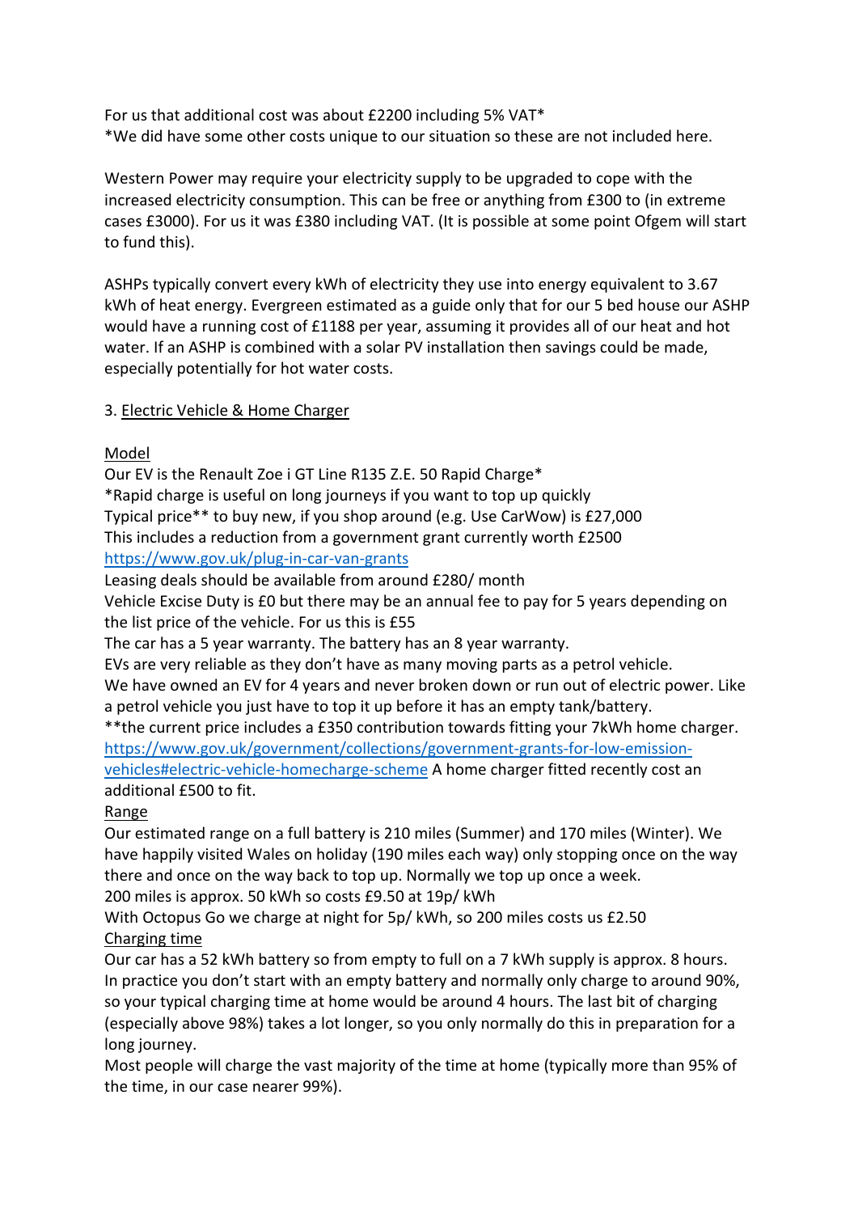For us that additional cost was about £2200 including 5% VAT*
*We did have some other costs unique to our situation so these are not included here.

Western Power may require your electricity supply to be upgraded to cope with the increased electricity consumption. This can be free or anything from £300 to (in extreme cases £3000). For us it was £380 including VAT. (It is possible at some point Ofgem will start to fund this).

ASHPs typically convert every kWh of electricity they use into energy equivalent to 3.67 kWh of heat energy. Evergreen estimated as a guide only that for our 5 bed house our ASHP would have a running cost of £1188 per year, assuming it provides all of our heat and hot water. If an ASHP is combined with a solar PV installation then savings could be made, especially potentially for hot water costs.

3. <u>Electric Vehicle & Home Charger</u>

<u>Model</u>
Our EV is the Renault Zoe i GT Line R135 Z.E. 50 Rapid Charge*
*Rapid charge is useful on long journeys if you want to top up quickly
Typical price** to buy new, if you shop around (e.g. Use CarWow) is £27,000
This includes a reduction from a government grant currently worth £2500
[https://www.gov.uk/plug-in-car-van-grants](https://www.gov.uk/plug-in-car-van-grants)
Leasing deals should be available from around £280/ month
Vehicle Excise Duty is £0 but there may be an annual fee to pay for 5 years depending on the list price of the vehicle. For us this is £55
The car has a 5 year warranty. The battery has an 8 year warranty.
EVs are very reliable as they don't have as many moving parts as a petrol vehicle.
We have owned an EV for 4 years and never broken down or run out of electric power. Like a petrol vehicle you just have to top it up before it has an empty tank/battery.
**the current price includes a £350 contribution towards fitting your 7kWh home charger.
[https://www.gov.uk/government/collections/government-grants-for-low-emission-vehicles#electric-vehicle-homecharge-scheme](https://www.gov.uk/government/collections/government-grants-for-low-emission-vehicles#electric-vehicle-homecharge-scheme) A home charger fitted recently cost an additional £500 to fit.
<u>Range</u>
Our estimated range on a full battery is 210 miles (Summer) and 170 miles (Winter). We have happily visited Wales on holiday (190 miles each way) only stopping once on the way there and once on the way back to top up. Normally we top up once a week.
200 miles is approx. 50 kWh so costs £9.50 at 19p/ kWh
With Octopus Go we charge at night for 5p/ kWh, so 200 miles costs us £2.50
<u>Charging time</u>
Our car has a 52 kWh battery so from empty to full on a 7 kWh supply is approx. 8 hours.
In practice you don't start with an empty battery and normally only charge to around 90%, so your typical charging time at home would be around 4 hours. The last bit of charging (especially above 98%) takes a lot longer, so you only normally do this in preparation for a long journey.
Most people will charge the vast majority of the time at home (typically more than 95% of the time, in our case nearer 99%).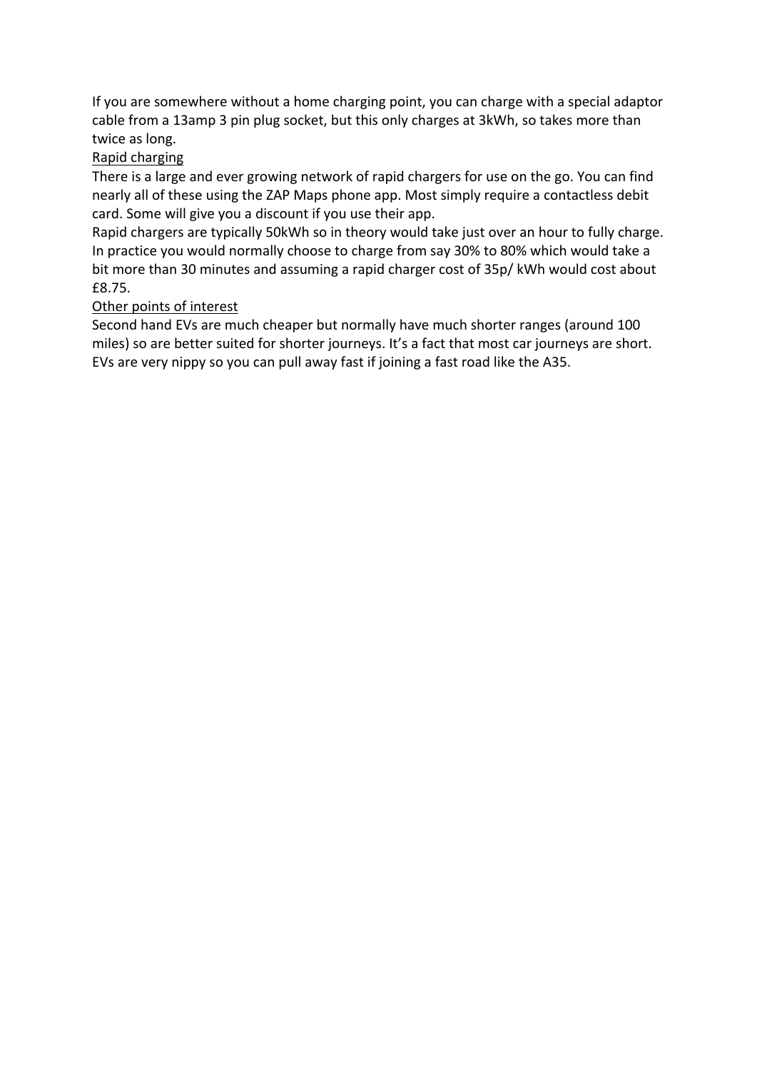If you are somewhere without a home charging point, you can charge with a special adaptor cable from a 13amp 3 pin plug socket, but this only charges at 3kWh, so takes more than twice as long.

<u>Rapid charging</u>

There is a large and ever growing network of rapid chargers for use on the go. You can find nearly all of these using the ZAP Maps phone app. Most simply require a contactless debit card. Some will give you a discount if you use their app.

Rapid chargers are typically 50kWh so in theory would take just over an hour to fully charge. In practice you would normally choose to charge from say 30% to 80% which would take a bit more than 30 minutes and assuming a rapid charger cost of 35p/ kWh would cost about £8.75.

<u>Other points of interest</u>

Second hand EVs are much cheaper but normally have much shorter ranges (around 100 miles) so are better suited for shorter journeys. It's a fact that most car journeys are short. EVs are very nippy so you can pull away fast if joining a fast road like the A35.